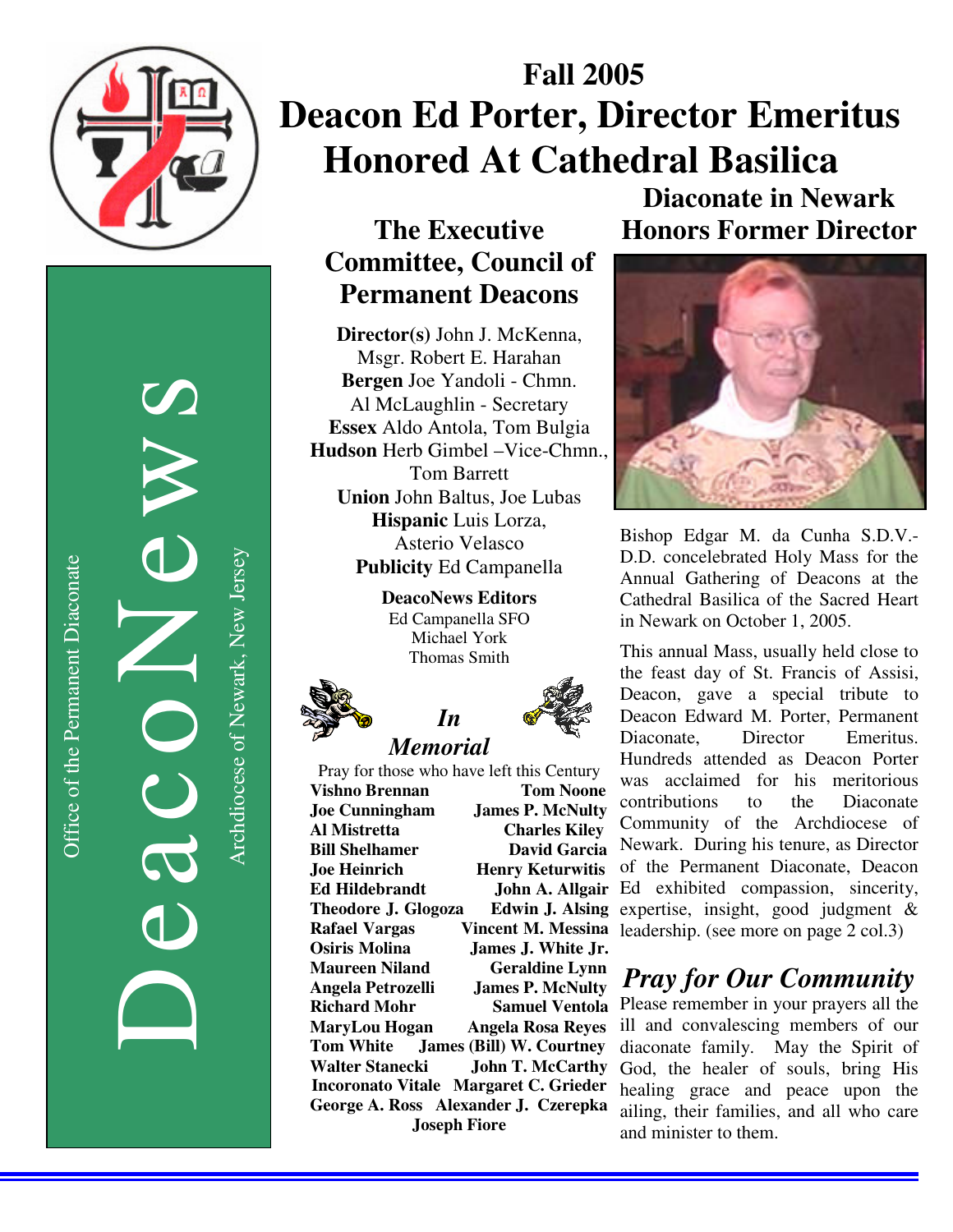DeacoNews

Office of the Permanent Diaconate

Archdiocese of Newark, New Jersey

# Fall 2005

# Deacon Ed Porter, Director Emeritus Honored At Cathedral Basilica

## The Executive Committee, Council of Permanent Deacons

**Director(s)** John J. McKenna, Msgr. Robert E. Harahan
**Bergen** Joe Yandoli - Chmn. Al McLaughlin - Secretary
**Essex** Aldo Antola, Tom Bulgia
**Hudson** Herb Gimbel –Vice-Chmn., Tom Barrett
**Union** John Baltus, Joe Lubas
**Hispanic** Luis Lorza, Asterio Velasco
**Publicity** Ed Campanella

**DeacoNews Editors**
Ed Campanella SFO
Michael York
Thomas Smith

## *In Memorial*

Pray for those who have left this Century

**Vishno Brennan**
**Tom Noone**
**Joe Cunningham**
**James P. McNulty**
**Al Mistretta**
**Charles Kiley**
**Bill Shelhamer**
**David Garcia**
**Joe Heinrich**
**Henry Keturwitis**
**Ed Hildebrandt**
**John A. Allgair**
**Theodore J. Glogoza**
**Edwin J. Alsing**
**Rafael Vargas**
**Vincent M. Messina**
**Osiris Molina**
**James J. White Jr.**
**Maureen Niland**
**Geraldine Lynn**
**Angela Petrozelli**
**James P. McNulty**
**Richard Mohr**
**Samuel Ventola**
**MaryLou Hogan**
**Angela Rosa Reyes**
**Tom White**
**James (Bill) W. Courtney**
**Walter Stanecki**
**John T. McCarthy**
**Incoronato Vitale**
**Margaret C. Grieder**
**George A. Ross**
**Alexander J. Czerepka**
**Joseph Fiore**

## Diaconate in Newark Honors Former Director

Bishop Edgar M. da Cunha S.D.V.-D.D. concelebrated Holy Mass for the Annual Gathering of Deacons at the Cathedral Basilica of the Sacred Heart in Newark on October 1, 2005.

This annual Mass, usually held close to the feast day of St. Francis of Assisi, Deacon, gave a special tribute to Deacon Edward M. Porter, Permanent Diaconate, Director Emeritus. Hundreds attended as Deacon Porter was acclaimed for his meritorious contributions to the Diaconate Community of the Archdiocese of Newark. During his tenure, as Director of the Permanent Diaconate, Deacon Ed exhibited compassion, sincerity, expertise, insight, good judgment & leadership. (see more on page 2 col.3)

## *Pray for Our Community*

Please remember in your prayers all the ill and convalescing members of our diaconate family. May the Spirit of God, the healer of souls, bring His healing grace and peace upon the ailing, their families, and all who care and minister to them.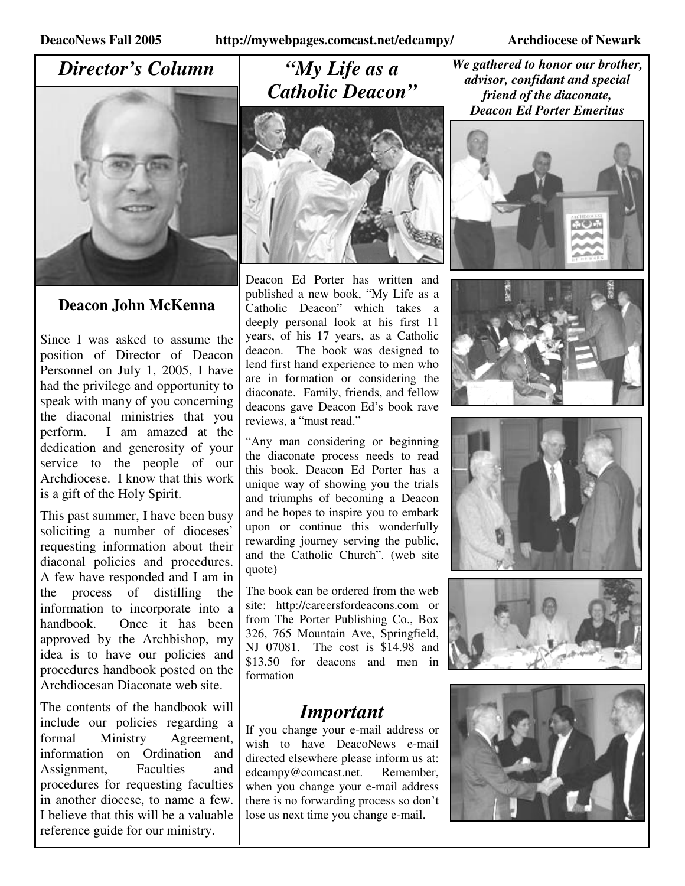## *Director's Column*

**Deacon John McKenna**

Since I was asked to assume the position of Director of Deacon Personnel on July 1, 2005, I have had the privilege and opportunity to speak with many of you concerning the diaconal ministries that you perform. I am amazed at the dedication and generosity of your service to the people of our Archdiocese. I know that this work is a gift of the Holy Spirit.

This past summer, I have been busy soliciting a number of dioceses' requesting information about their diaconal policies and procedures. A few have responded and I am in the process of distilling the information to incorporate into a handbook. Once it has been approved by the Archbishop, my idea is to have our policies and procedures handbook posted on the Archdiocesan Diaconate web site.

The contents of the handbook will include our policies regarding a formal Ministry Agreement, information on Ordination and Assignment, Faculties and procedures for requesting faculties in another diocese, to name a few. I believe that this will be a valuable reference guide for our ministry.

## *"My Life as a Catholic Deacon"*

Deacon Ed Porter has written and published a new book, "My Life as a Catholic Deacon" which takes a deeply personal look at his first 11 years, of his 17 years, as a Catholic deacon. The book was designed to lend first hand experience to men who are in formation or considering the diaconate. Family, friends, and fellow deacons gave Deacon Ed's book rave reviews, a "must read."

"Any man considering or beginning the diaconate process needs to read this book. Deacon Ed Porter has a unique way of showing you the trials and triumphs of becoming a Deacon and he hopes to inspire you to embark upon or continue this wonderfully rewarding journey serving the public, and the Catholic Church". (web site quote)

The book can be ordered from the web site: http://careersfordeacons.com or from The Porter Publishing Co., Box 326, 765 Mountain Ave, Springfield, NJ 07081. The cost is $14.98 and $13.50 for deacons and men in formation

## *Important*

If you change your e-mail address or wish to have DeacoNews e-mail directed elsewhere please inform us at: edcampy@comcast.net. Remember, when you change your e-mail address there is no forwarding process so don't lose us next time you change e-mail.

***We gathered to honor our brother, advisor, confidant and special friend of the diaconate, Deacon Ed Porter Emeritus***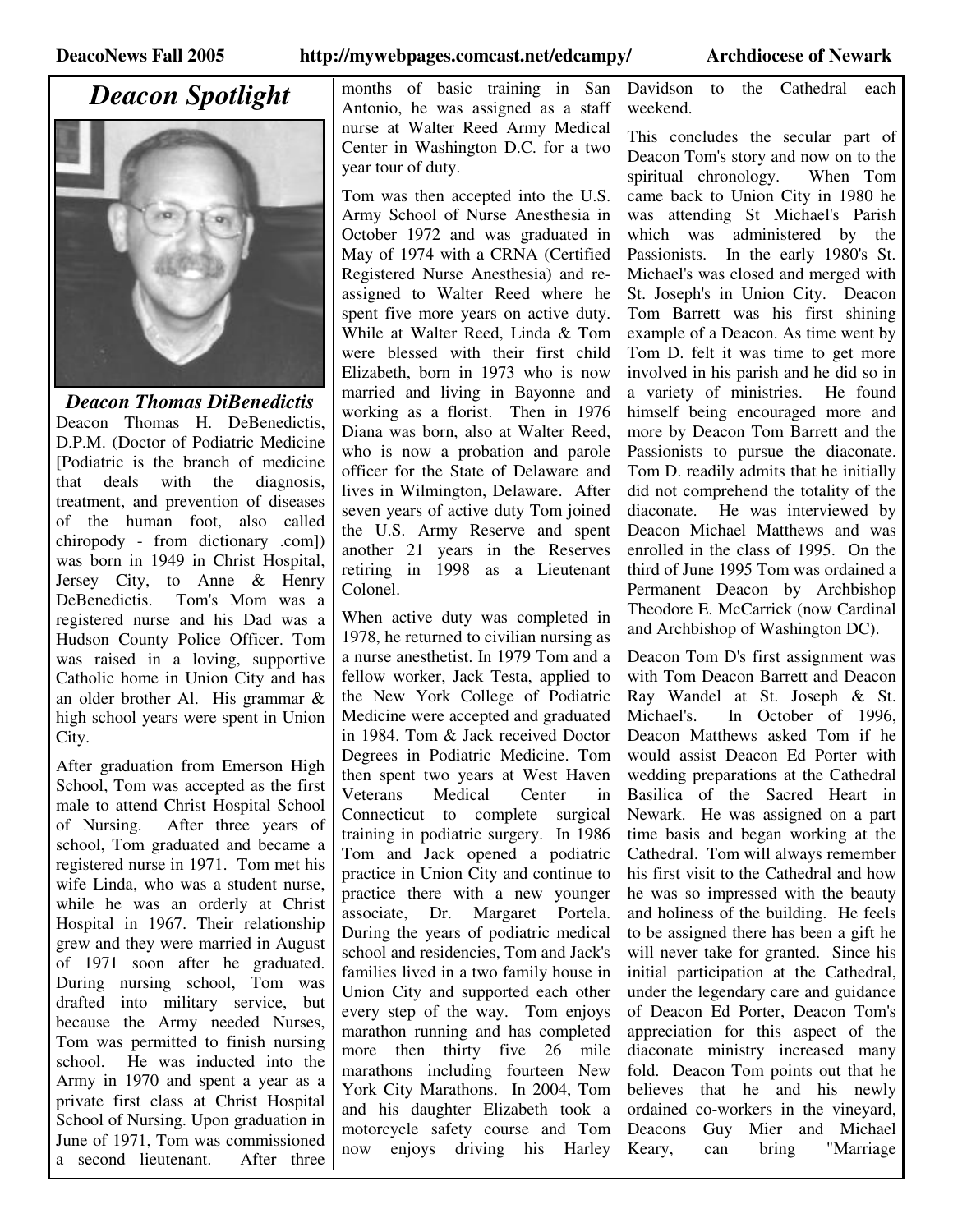# *Deacon Spotlight*

***Deacon Thomas DiBenedictis***

Deacon Thomas H. DeBenedictis, D.P.M. (Doctor of Podiatric Medicine [Podiatric is the branch of medicine that deals with the diagnosis, treatment, and prevention of diseases of the human foot, also called chiropody - from dictionary .com]) was born in 1949 in Christ Hospital, Jersey City, to Anne & Henry DeBenedictis. Tom's Mom was a registered nurse and his Dad was a Hudson County Police Officer. Tom was raised in a loving, supportive Catholic home in Union City and has an older brother Al. His grammar & high school years were spent in Union City.

After graduation from Emerson High School, Tom was accepted as the first male to attend Christ Hospital School of Nursing. After three years of school, Tom graduated and became a registered nurse in 1971. Tom met his wife Linda, who was a student nurse, while he was an orderly at Christ Hospital in 1967. Their relationship grew and they were married in August of 1971 soon after he graduated. During nursing school, Tom was drafted into military service, but because the Army needed Nurses, Tom was permitted to finish nursing school. He was inducted into the Army in 1970 and spent a year as a private first class at Christ Hospital School of Nursing. Upon graduation in June of 1971, Tom was commissioned a second lieutenant. After three months of basic training in San Antonio, he was assigned as a staff nurse at Walter Reed Army Medical Center in Washington D.C. for a two year tour of duty.

Tom was then accepted into the U.S. Army School of Nurse Anesthesia in October 1972 and was graduated in May of 1974 with a CRNA (Certified Registered Nurse Anesthesia) and re-assigned to Walter Reed where he spent five more years on active duty. While at Walter Reed, Linda & Tom were blessed with their first child Elizabeth, born in 1973 who is now married and living in Bayonne and working as a florist. Then in 1976 Diana was born, also at Walter Reed, who is now a probation and parole officer for the State of Delaware and lives in Wilmington, Delaware. After seven years of active duty Tom joined the U.S. Army Reserve and spent another 21 years in the Reserves retiring in 1998 as a Lieutenant Colonel.

When active duty was completed in 1978, he returned to civilian nursing as a nurse anesthetist. In 1979 Tom and a fellow worker, Jack Testa, applied to the New York College of Podiatric Medicine were accepted and graduated in 1984. Tom & Jack received Doctor Degrees in Podiatric Medicine. Tom then spent two years at West Haven Veterans Medical Center in Connecticut to complete surgical training in podiatric surgery. In 1986 Tom and Jack opened a podiatric practice in Union City and continue to practice there with a new younger associate, Dr. Margaret Portela. During the years of podiatric medical school and residencies, Tom and Jack's families lived in a two family house in Union City and supported each other every step of the way. Tom enjoys marathon running and has completed more then thirty five 26 mile marathons including fourteen New York City Marathons. In 2004, Tom and his daughter Elizabeth took a motorcycle safety course and Tom now enjoys driving his Harley Davidson to the Cathedral each weekend.

This concludes the secular part of Deacon Tom's story and now on to the spiritual chronology. When Tom came back to Union City in 1980 he was attending St Michael's Parish which was administered by the Passionists. In the early 1980's St. Michael's was closed and merged with St. Joseph's in Union City. Deacon Tom Barrett was his first shining example of a Deacon. As time went by Tom D. felt it was time to get more involved in his parish and he did so in a variety of ministries. He found himself being encouraged more and more by Deacon Tom Barrett and the Passionists to pursue the diaconate. Tom D. readily admits that he initially did not comprehend the totality of the diaconate. He was interviewed by Deacon Michael Matthews and was enrolled in the class of 1995. On the third of June 1995 Tom was ordained a Permanent Deacon by Archbishop Theodore E. McCarrick (now Cardinal and Archbishop of Washington DC).

Deacon Tom D's first assignment was with Tom Deacon Barrett and Deacon Ray Wandel at St. Joseph & St. Michael's. In October of 1996, Deacon Matthews asked Tom if he would assist Deacon Ed Porter with wedding preparations at the Cathedral Basilica of the Sacred Heart in Newark. He was assigned on a part time basis and began working at the Cathedral. Tom will always remember his first visit to the Cathedral and how he was so impressed with the beauty and holiness of the building. He feels to be assigned there has been a gift he will never take for granted. Since his initial participation at the Cathedral, under the legendary care and guidance of Deacon Ed Porter, Deacon Tom's appreciation for this aspect of the diaconate ministry increased many fold. Deacon Tom points out that he believes that he and his newly ordained co-workers in the vineyard, Deacons Guy Mier and Michael Keary, can bring "Marriage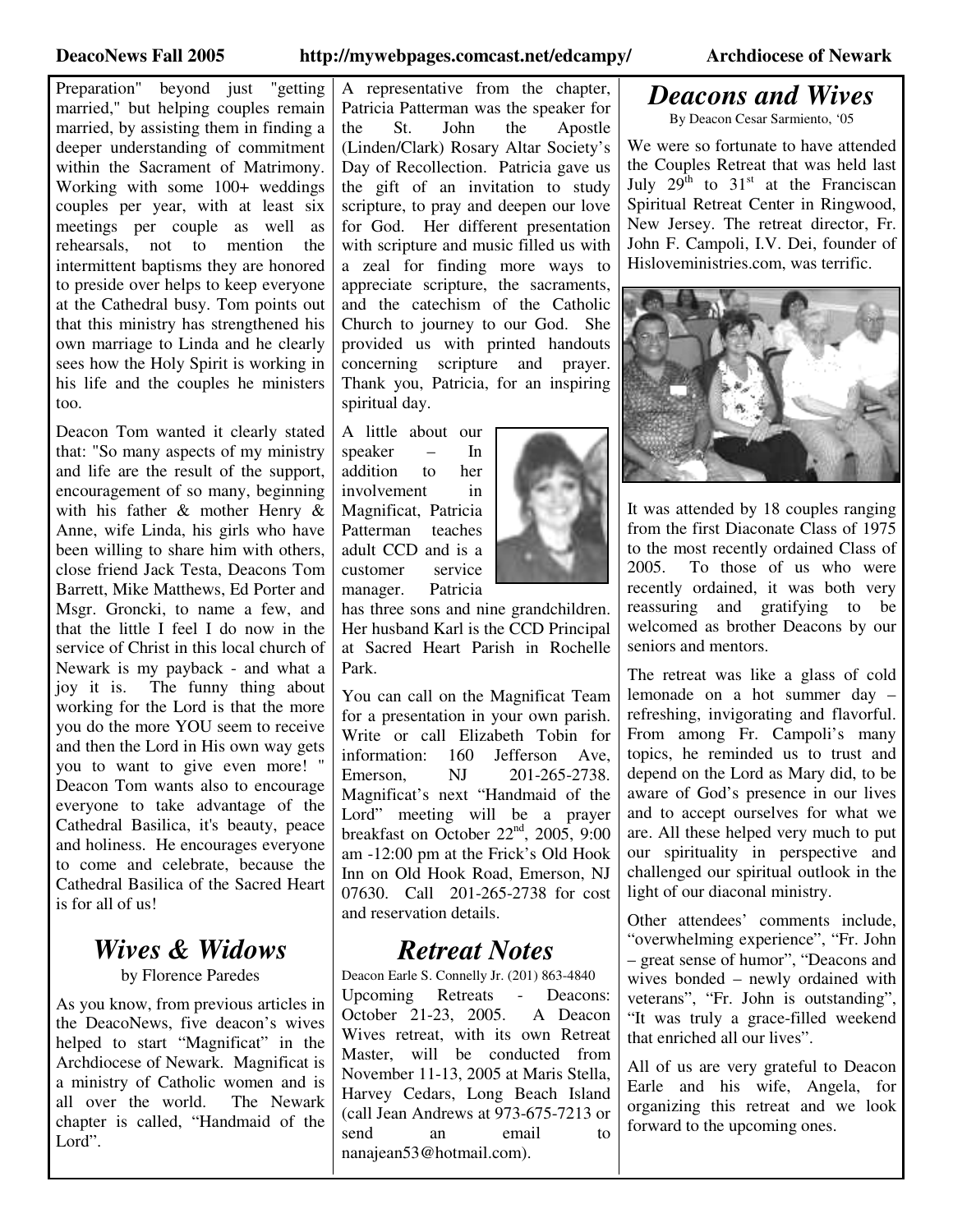Preparation" beyond just "getting married," but helping couples remain married, by assisting them in finding a deeper understanding of commitment within the Sacrament of Matrimony. Working with some 100+ weddings couples per year, with at least six meetings per couple as well as rehearsals, not to mention the intermittent baptisms they are honored to preside over helps to keep everyone at the Cathedral busy. Tom points out that this ministry has strengthened his own marriage to Linda and he clearly sees how the Holy Spirit is working in his life and the couples he ministers too.

Deacon Tom wanted it clearly stated that: "So many aspects of my ministry and life are the result of the support, encouragement of so many, beginning with his father & mother Henry & Anne, wife Linda, his girls who have been willing to share him with others, close friend Jack Testa, Deacons Tom Barrett, Mike Matthews, Ed Porter and Msgr. Groncki, to name a few, and that the little I feel I do now in the service of Christ in this local church of Newark is my payback - and what a joy it is. The funny thing about working for the Lord is that the more you do the more YOU seem to receive and then the Lord in His own way gets you to want to give even more! " Deacon Tom wants also to encourage everyone to take advantage of the Cathedral Basilica, it's beauty, peace and holiness. He encourages everyone to come and celebrate, because the Cathedral Basilica of the Sacred Heart is for all of us!

## *Wives & Widows*

by Florence Paredes

As you know, from previous articles in the DeacoNews, five deacon's wives helped to start "Magnificat" in the Archdiocese of Newark. Magnificat is a ministry of Catholic women and is all over the world. The Newark chapter is called, "Handmaid of the Lord".

A representative from the chapter, Patricia Patterman was the speaker for the St. John the Apostle (Linden/Clark) Rosary Altar Society's Day of Recollection. Patricia gave us the gift of an invitation to study scripture, to pray and deepen our love for God. Her different presentation with scripture and music filled us with a zeal for finding more ways to appreciate scripture, the sacraments, and the catechism of the Catholic Church to journey to our God. She provided us with printed handouts concerning scripture and prayer. Thank you, Patricia, for an inspiring spiritual day.

A little about our speaker – In addition to her involvement in Magnificat, Patricia Patterman teaches adult CCD and is a customer service manager. Patricia has three sons and nine grandchildren. Her husband Karl is the CCD Principal at Sacred Heart Parish in Rochelle Park.

You can call on the Magnificat Team for a presentation in your own parish. Write or call Elizabeth Tobin for information: 160 Jefferson Ave, Emerson, NJ 201-265-2738. Magnificat's next "Handmaid of the Lord" meeting will be a prayer breakfast on October 22nd, 2005, 9:00 am -12:00 pm at the Frick's Old Hook Inn on Old Hook Road, Emerson, NJ 07630. Call 201-265-2738 for cost and reservation details.

## *Retreat Notes*

Deacon Earle S. Connelly Jr. (201) 863-4840

Upcoming Retreats - Deacons: October 21-23, 2005. A Deacon Wives retreat, with its own Retreat Master, will be conducted from November 11-13, 2005 at Maris Stella, Harvey Cedars, Long Beach Island (call Jean Andrews at 973-675-7213 or send an email to nanajean53@hotmail.com).

## *Deacons and Wives*

By Deacon Cesar Sarmiento, '05

We were so fortunate to have attended the Couples Retreat that was held last July 29th to 31st at the Franciscan Spiritual Retreat Center in Ringwood, New Jersey. The retreat director, Fr. John F. Campoli, I.V. Dei, founder of Hisloveministries.com, was terrific.

It was attended by 18 couples ranging from the first Diaconate Class of 1975 to the most recently ordained Class of 2005. To those of us who were recently ordained, it was both very reassuring and gratifying to be welcomed as brother Deacons by our seniors and mentors.

The retreat was like a glass of cold lemonade on a hot summer day – refreshing, invigorating and flavorful. From among Fr. Campoli's many topics, he reminded us to trust and depend on the Lord as Mary did, to be aware of God's presence in our lives and to accept ourselves for what we are. All these helped very much to put our spirituality in perspective and challenged our spiritual outlook in the light of our diaconal ministry.

Other attendees' comments include, "overwhelming experience", "Fr. John – great sense of humor", "Deacons and wives bonded – newly ordained with veterans", "Fr. John is outstanding", "It was truly a grace-filled weekend that enriched all our lives".

All of us are very grateful to Deacon Earle and his wife, Angela, for organizing this retreat and we look forward to the upcoming ones.